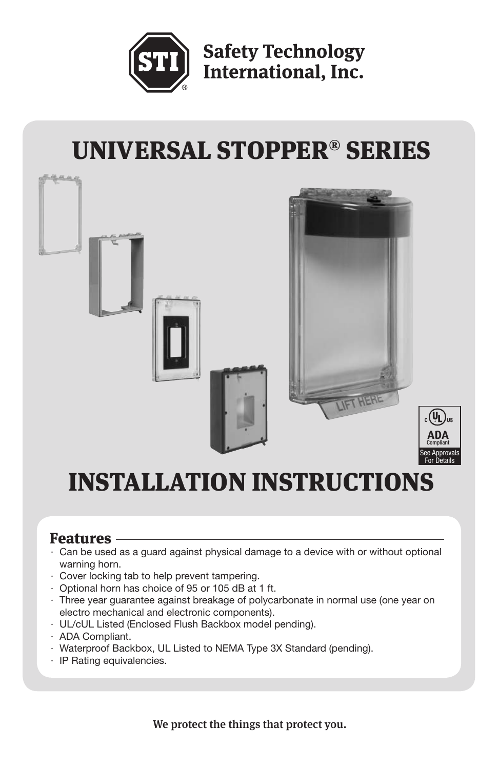Safety Technology International, Inc.

# UNIVERSAL STOPPER® SERIES

# INSTALLATION INSTRUCTIONS

## Features

- Can be used as a guard against physical damage to a device with or without optional warning horn.
- Cover locking tab to help prevent tampering.
- Optional horn has choice of 95 or 105 dB at 1 ft.
- Three year guarantee against breakage of polycarbonate in normal use (one year on electro mechanical and electronic components).
- UL/cUL Listed (Enclosed Flush Backbox model pending).
- ADA Compliant.
- Waterproof Backbox, UL Listed to NEMA Type 3X Standard (pending).
- IP Rating equivalencies.

We protect the things that protect you.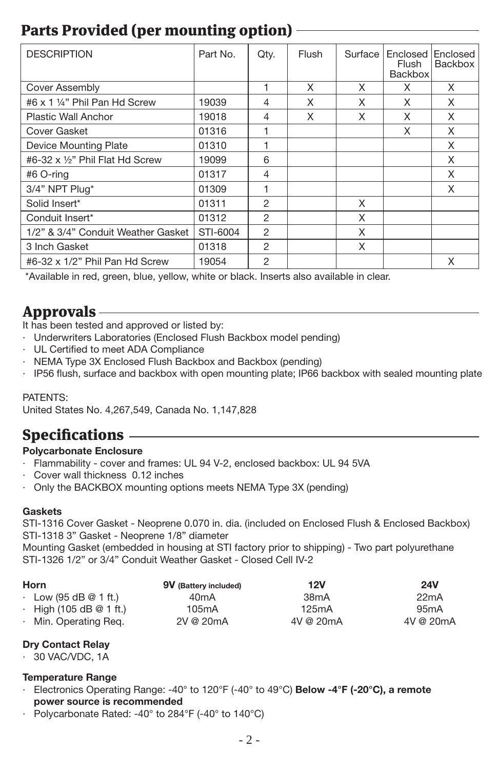## Parts Provided (per mounting option)

| DESCRIPTION | Part No. | Qty. | Flush | Surface | Enclosed Flush Backbox | Enclosed Backbox |
|---|---|---|---|---|---|---|
| Cover Assembly | | 1 | X | X | X | X |
| #6 x 1 ¼" Phil Pan Hd Screw | 19039 | 4 | X | X | X | X |
| Plastic Wall Anchor | 19018 | 4 | X | X | X | X |
| Cover Gasket | 01316 | 1 | | | X | X |
| Device Mounting Plate | 01310 | 1 | | | | X |
| #6-32 x ½" Phil Flat Hd Screw | 19099 | 6 | | | | X |
| #6 O-ring | 01317 | 4 | | | | X |
| 3/4" NPT Plug* | 01309 | 1 | | | | X |
| Solid Insert* | 01311 | 2 | | X | | |
| Conduit Insert* | 01312 | 2 | | X | | |
| 1/2" & 3/4" Conduit Weather Gasket | STI-6004 | 2 | | X | | |
| 3 Inch Gasket | 01318 | 2 | | X | | |
| #6-32 x 1/2" Phil Pan Hd Screw | 19054 | 2 | | | | X |

*Available in red, green, blue, yellow, white or black. Inserts also available in clear.

## Approvals

It has been tested and approved or listed by:

- Underwriters Laboratories (Enclosed Flush Backbox model pending)
- UL Certified to meet ADA Compliance
- NEMA Type 3X Enclosed Flush Backbox and Backbox (pending)
- IP56 flush, surface and backbox with open mounting plate; IP66 backbox with sealed mounting plate

PATENTS:
United States No. 4,267,549, Canada No. 1,147,828

## Specifications

**Polycarbonate Enclosure**

- Flammability - cover and frames: UL 94 V-2, enclosed backbox: UL 94 5VA
- Cover wall thickness 0.12 inches
- Only the BACKBOX mounting options meets NEMA Type 3X (pending)

**Gaskets**

STI-1316 Cover Gasket - Neoprene 0.070 in. dia. (included on Enclosed Flush & Enclosed Backbox)
STI-1318 3" Gasket - Neoprene 1/8" diameter
Mounting Gasket (embedded in housing at STI factory prior to shipping) - Two part polyurethane
STI-1326 1/2" or 3/4" Conduit Weather Gasket - Closed Cell IV-2

| **Horn** | **9V** (Battery included) | **12V** | **24V** |
|---|---|---|---|
| · Low (95 dB @ 1 ft.) | 40mA | 38mA | 22mA |
| · High (105 dB @ 1 ft.) | 105mA | 125mA | 95mA |
| · Min. Operating Req. | 2V @ 20mA | 4V @ 20mA | 4V @ 20mA |

**Dry Contact Relay**

- 30 VAC/VDC, 1A

**Temperature Range**

- Electronics Operating Range: -40° to 120°F (-40° to 49°C) **Below -4°F (-20°C), a remote power source is recommended**
- Polycarbonate Rated: -40° to 284°F (-40° to 140°C)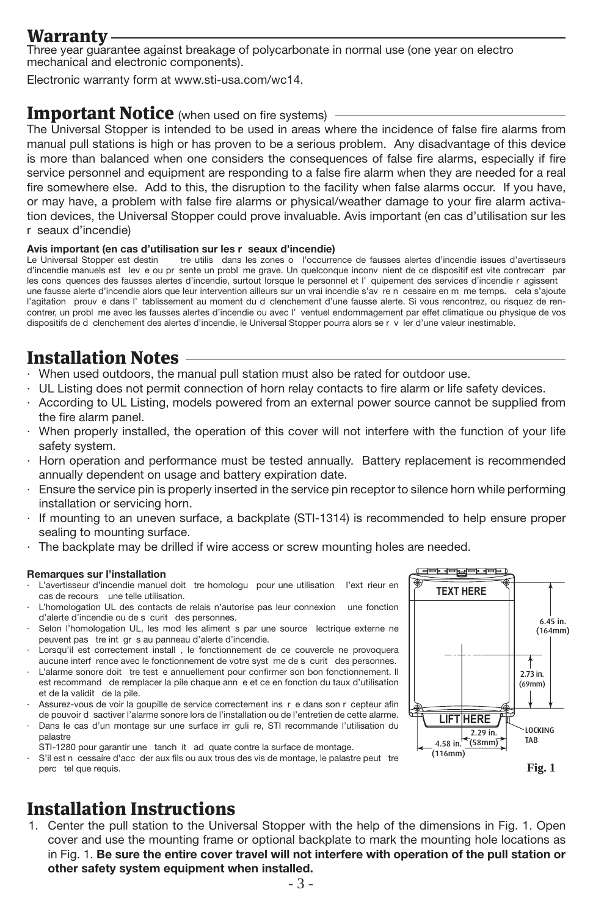# Warranty

Three year guarantee against breakage of polycarbonate in normal use (one year on electro mechanical and electronic components).

Electronic warranty form at www.sti-usa.com/wc14.

# Important Notice (when used on fire systems)

The Universal Stopper is intended to be used in areas where the incidence of false fire alarms from manual pull stations is high or has proven to be a serious problem. Any disadvantage of this device is more than balanced when one considers the consequences of false fire alarms, especially if fire service personnel and equipment are responding to a false fire alarm when they are needed for a real fire somewhere else. Add to this, the disruption to the facility when false alarms occur. If you have, or may have, a problem with false fire alarms or physical/weather damage to your fire alarm activation devices, the Universal Stopper could prove invaluable. Avis important (en cas d'utilisation sur les r seaux d'incendie)

**Avis important (en cas d'utilisation sur les r seaux d'incendie)**

Le Universal Stopper est destin tre utilis dans les zones o l'occurrence de fausses alertes d'incendie issues d'avertisseurs d'incendie manuels est lev e ou pr sente un probl me grave. Un quelconque inconv nient de ce dispositif est vite contrecarr par les cons quences des fausses alertes d'incendie, surtout lorsque le personnel et l' quipement des services d'incendie r agissent une fausse alerte d'incendie alors que leur intervention ailleurs sur un vrai incendie s'av re n cessaire en m me temps. cela s'ajoute l'agitation prouv e dans l' tablissement au moment du d clenchement d'une fausse alerte. Si vous rencontrez, ou risquez de rencontrer, un probl me avec les fausses alertes d'incendie ou avec l' ventuel endommagement par effet climatique ou physique de vos dispositifs de d clenchement des alertes d'incendie, le Universal Stopper pourra alors se r v ler d'une valeur inestimable.

# Installation Notes

- When used outdoors, the manual pull station must also be rated for outdoor use.
- UL Listing does not permit connection of horn relay contacts to fire alarm or life safety devices.
- According to UL Listing, models powered from an external power source cannot be supplied from the fire alarm panel.
- When properly installed, the operation of this cover will not interfere with the function of your life safety system.
- Horn operation and performance must be tested annually. Battery replacement is recommended annually dependent on usage and battery expiration date.
- Ensure the service pin is properly inserted in the service pin receptor to silence horn while performing installation or servicing horn.
- If mounting to an uneven surface, a backplate (STI-1314) is recommended to help ensure proper sealing to mounting surface.
- The backplate may be drilled if wire access or screw mounting holes are needed.

**Remarques sur l'installation**

- L'avertisseur d'incendie manuel doit tre homologu pour une utilisation l'ext rieur en cas de recours une telle utilisation.
- L'homologation UL des contacts de relais n'autorise pas leur connexion une fonction d'alerte d'incendie ou de s curit des personnes.
- Selon l'homologation UL, les mod les aliment s par une source lectrique externe ne peuvent pas tre int gr s au panneau d'alerte d'incendie.
- Lorsqu'il est correctement install , le fonctionnement de ce couvercle ne provoquera aucune interf rence avec le fonctionnement de votre syst me de s curit des personnes.
- L'alarme sonore doit tre test e annuellement pour confirmer son bon fonctionnement. Il est recommand de remplacer la pile chaque ann e et ce en fonction du taux d'utilisation et de la validit de la pile.
- Assurez-vous de voir la goupille de service correctement ins r e dans son r cepteur afin de pouvoir d sactiver l'alarme sonore lors de l'installation ou de l'entretien de cette alarme.
- Dans le cas d'un montage sur une surface irr guli re, STI recommande l'utilisation du palastre STI-1280 pour garantir une tanch it ad quate contre la surface de montage.
- S'il est n cessaire d'acc der aux fils ou aux trous des vis de mountage, le palastre peut tre perc tel que requis.

TEXT HERE

LIFT HERE

6.45 in. (164mm)

2.73 in. (69mm)

2.29 in. (58mm)

4.58 in. (116mm)

LOCKING TAB

Fig. 1

# Installation Instructions

1. Center the pull station to the Universal Stopper with the help of the dimensions in Fig. 1. Open cover and use the mounting frame or optional backplate to mark the mounting hole locations as in Fig. 1. **Be sure the entire cover travel will not interfere with operation of the pull station or other safety system equipment when installed.**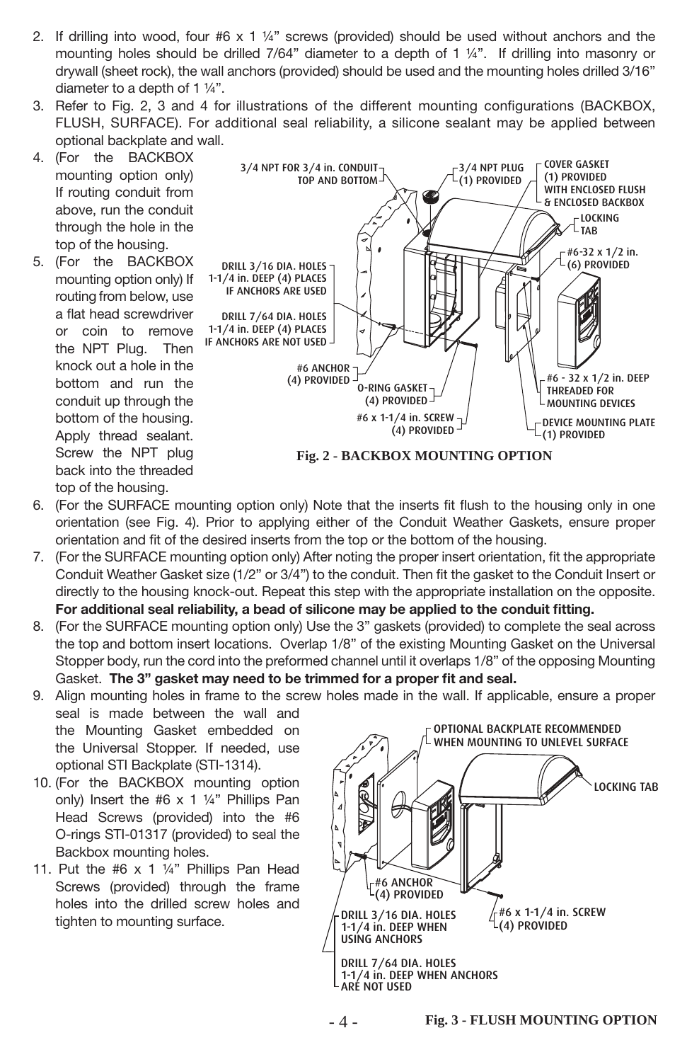2. If drilling into wood, four #6 x 1 ¼” screws (provided) should be used without anchors and the mounting holes should be drilled 7/64” diameter to a depth of 1 ¼”. If drilling into masonry or drywall (sheet rock), the wall anchors (provided) should be used and the mounting holes drilled 3/16” diameter to a depth of 1 ¼”.
3. Refer to Fig. 2, 3 and 4 for illustrations of the different mounting configurations (BACKBOX, FLUSH, SURFACE). For additional seal reliability, a silicone sealant may be applied between optional backplate and wall.
4. (For the BACKBOX mounting option only) If routing conduit from above, run the conduit through the hole in the top of the housing.
5. (For the BACKBOX mounting option only) If routing from below, use a flat head screwdriver or coin to remove the NPT Plug. Then knock out a hole in the bottom and run the conduit up through the bottom of the housing. Apply thread sealant. Screw the NPT plug back into the threaded top of the housing.

3/4 NPT FOR 3/4 in. CONDUIT TOP AND BOTTOM
3/4 NPT PLUG (1) PROVIDED
COVER GASKET (1) PROVIDED WITH ENCLOSED FLUSH & ENCLOSED BACKBOX
LOCKING TAB
#6-32 x 1/2 in. (6) PROVIDED
DRILL 3/16 DIA. HOLES 1-1/4 in. DEEP (4) PLACES IF ANCHORS ARE USED
DRILL 7/64 DIA. HOLES 1-1/4 in. DEEP (4) PLACES IF ANCHORS ARE NOT USED
#6 ANCHOR (4) PROVIDED
O-RING GASKET (4) PROVIDED
#6 x 1-1/4 in. SCREW (4) PROVIDED
#6 - 32 x 1/2 in. DEEP THREADED FOR MOUNTING DEVICES
DEVICE MOUNTING PLATE (1) PROVIDED

**Fig. 2 - BACKBOX MOUNTING OPTION**

6. (For the SURFACE mounting option only) Note that the inserts fit flush to the housing only in one orientation (see Fig. 4). Prior to applying either of the Conduit Weather Gaskets, ensure proper orientation and fit of the desired inserts from the top or the bottom of the housing.
7. (For the SURFACE mounting option only) After noting the proper insert orientation, fit the appropriate Conduit Weather Gasket size (1/2” or 3/4”) to the conduit. Then fit the gasket to the Conduit Insert or directly to the housing knock-out. Repeat this step with the appropriate installation on the opposite. **For additional seal reliability, a bead of silicone may be applied to the conduit fitting.**
8. (For the SURFACE mounting option only) Use the 3” gaskets (provided) to complete the seal across the top and bottom insert locations. Overlap 1/8” of the existing Mounting Gasket on the Universal Stopper body, run the cord into the preformed channel until it overlaps 1/8” of the opposing Mounting Gasket. **The 3” gasket may need to be trimmed for a proper fit and seal.**
9. Align mounting holes in frame to the screw holes made in the wall. If applicable, ensure a proper seal is made between the wall and the Mounting Gasket embedded on the Universal Stopper. If needed, use optional STI Backplate (STI-1314).
10. (For the BACKBOX mounting option only) Insert the #6 x 1 ¼” Phillips Pan Head Screws (provided) into the #6 O-rings STI-01317 (provided) to seal the Backbox mounting holes.
11. Put the #6 x 1 ¼” Phillips Pan Head Screws (provided) through the frame holes into the drilled screw holes and tighten to mounting surface.

OPTIONAL BACKPLATE RECOMMENDED WHEN MOUNTING TO UNLEVEL SURFACE
LOCKING TAB
#6 ANCHOR (4) PROVIDED
#6 x 1-1/4 in. SCREW (4) PROVIDED
DRILL 3/16 DIA. HOLES 1-1/4 in. DEEP WHEN USING ANCHORS
DRILL 7/64 DIA. HOLES 1-1/4 in. DEEP WHEN ANCHORS ARE NOT USED

**Fig. 3 - FLUSH MOUNTING OPTION**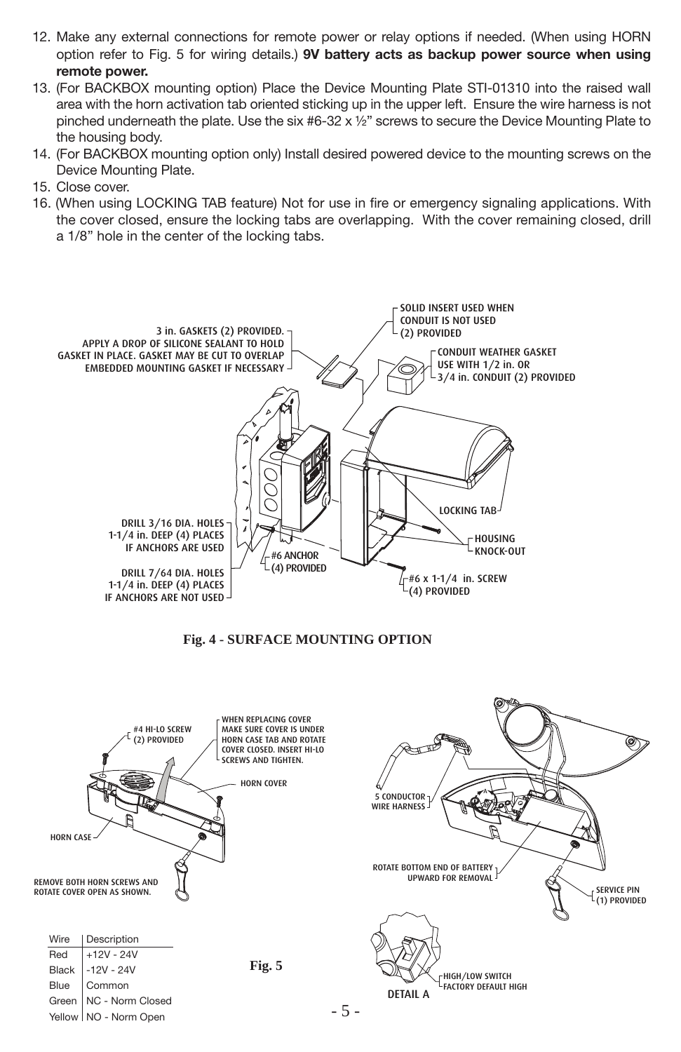12. Make any external connections for remote power or relay options if needed. (When using HORN option refer to Fig. 5 for wiring details.) **9V battery acts as backup power source when using remote power.**
13. (For BACKBOX mounting option) Place the Device Mounting Plate STI-01310 into the raised wall area with the horn activation tab oriented sticking up in the upper left. Ensure the wire harness is not pinched underneath the plate. Use the six #6-32 x ½" screws to secure the Device Mounting Plate to the housing body.
14. (For BACKBOX mounting option only) Install desired powered device to the mounting screws on the Device Mounting Plate.
15. Close cover.
16. (When using LOCKING TAB feature) Not for use in fire or emergency signaling applications. With the cover closed, ensure the locking tabs are overlapping. With the cover remaining closed, drill a 1/8" hole in the center of the locking tabs.

SOLID INSERT USED WHEN CONDUIT IS NOT USED (2) PROVIDED

3 in. GASKETS (2) PROVIDED. APPLY A DROP OF SILICONE SEALANT TO HOLD GASKET IN PLACE. GASKET MAY BE CUT TO OVERLAP EMBEDDED MOUNTING GASKET IF NECESSARY

CONDUIT WEATHER GASKET USE WITH 1/2 in. OR 3/4 in. CONDUIT (2) PROVIDED

LOCKING TAB

DRILL 3/16 DIA. HOLES 1-1/4 in. DEEP (4) PLACES IF ANCHORS ARE USED

HOUSING KNOCK-OUT

#6 ANCHOR (4) PROVIDED

DRILL 7/64 DIA. HOLES 1-1/4 in. DEEP (4) PLACES IF ANCHORS ARE NOT USED

#6 x 1-1/4 in. SCREW (4) PROVIDED

**Fig. 4 - SURFACE MOUNTING OPTION**

#4 HI-LO SCREW (2) PROVIDED

WHEN REPLACING COVER MAKE SURE COVER IS UNDER HORN CASE TAB AND ROTATE COVER CLOSED. INSERT HI-LO SCREWS AND TIGHTEN.

HORN COVER

HORN CASE

REMOVE BOTH HORN SCREWS AND ROTATE COVER OPEN AS SHOWN.

5 CONDUCTOR WIRE HARNESS

ROTATE BOTTOM END OF BATTERY UPWARD FOR REMOVAL

SERVICE PIN (1) PROVIDED

| Wire | Description |
|---|---|
| Red | +12V - 24V |
| Black | -12V - 24V |
| Blue | Common |
| Green | NC - Norm Closed |
| Yellow | NO - Norm Open |

**Fig. 5**

HIGH/LOW SWITCH FACTORY DEFAULT HIGH

DETAIL A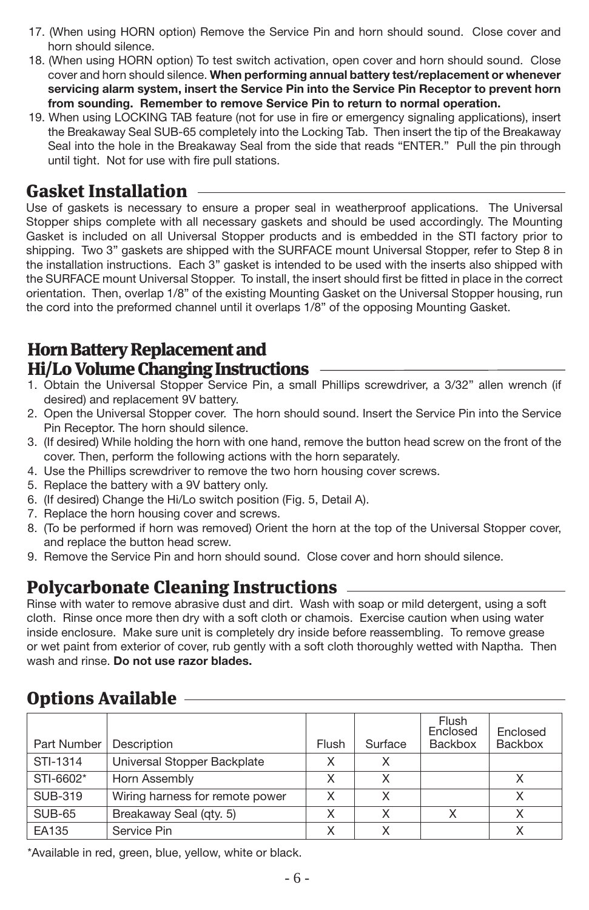17. (When using HORN option) Remove the Service Pin and horn should sound. Close cover and horn should silence.
18. (When using HORN option) To test switch activation, open cover and horn should sound. Close cover and horn should silence. **When performing annual battery test/replacement or whenever servicing alarm system, insert the Service Pin into the Service Pin Receptor to prevent horn from sounding. Remember to remove Service Pin to return to normal operation.**
19. When using LOCKING TAB feature (not for use in fire or emergency signaling applications), insert the Breakaway Seal SUB-65 completely into the Locking Tab. Then insert the tip of the Breakaway Seal into the hole in the Breakaway Seal from the side that reads "ENTER." Pull the pin through until tight. Not for use with fire pull stations.

## Gasket Installation

Use of gaskets is necessary to ensure a proper seal in weatherproof applications. The Universal Stopper ships complete with all necessary gaskets and should be used accordingly. The Mounting Gasket is included on all Universal Stopper products and is embedded in the STI factory prior to shipping. Two 3" gaskets are shipped with the SURFACE mount Universal Stopper, refer to Step 8 in the installation instructions. Each 3" gasket is intended to be used with the inserts also shipped with the SURFACE mount Universal Stopper. To install, the insert should first be fitted in place in the correct orientation. Then, overlap 1/8" of the existing Mounting Gasket on the Universal Stopper housing, run the cord into the preformed channel until it overlaps 1/8" of the opposing Mounting Gasket.

## Horn Battery Replacement and Hi/Lo Volume Changing Instructions

1. Obtain the Universal Stopper Service Pin, a small Phillips screwdriver, a 3/32" allen wrench (if desired) and replacement 9V battery.
2. Open the Universal Stopper cover. The horn should sound. Insert the Service Pin into the Service Pin Receptor. The horn should silence.
3. (If desired) While holding the horn with one hand, remove the button head screw on the front of the cover. Then, perform the following actions with the horn separately.
4. Use the Phillips screwdriver to remove the two horn housing cover screws.
5. Replace the battery with a 9V battery only.
6. (If desired) Change the Hi/Lo switch position (Fig. 5, Detail A).
7. Replace the horn housing cover and screws.
8. (To be performed if horn was removed) Orient the horn at the top of the Universal Stopper cover, and replace the button head screw.
9. Remove the Service Pin and horn should sound. Close cover and horn should silence.

## Polycarbonate Cleaning Instructions

Rinse with water to remove abrasive dust and dirt. Wash with soap or mild detergent, using a soft cloth. Rinse once more then dry with a soft cloth or chamois. Exercise caution when using water inside enclosure. Make sure unit is completely dry inside before reassembling. To remove grease or wet paint from exterior of cover, rub gently with a soft cloth thoroughly wetted with Naptha. Then wash and rinse. **Do not use razor blades.**

## Options Available

| Part Number | Description | Flush | Surface | Flush Enclosed Backbox | Enclosed Backbox |
|---|---|---|---|---|---|
| STI-1314 | Universal Stopper Backplate | X | X | | |
| STI-6602* | Horn Assembly | X | X | | X |
| SUB-319 | Wiring harness for remote power | X | X | | X |
| SUB-65 | Breakaway Seal (qty. 5) | X | X | X | X |
| EA135 | Service Pin | X | X | | X |

*Available in red, green, blue, yellow, white or black.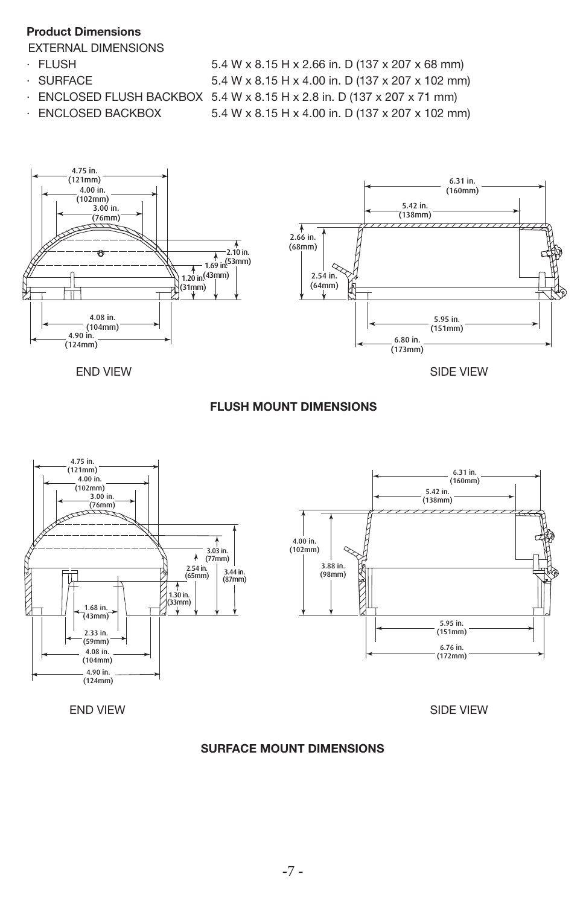**Product Dimensions**

EXTERNAL DIMENSIONS

- FLUSH 5.4 W x 8.15 H x 2.66 in. D (137 x 207 x 68 mm)
- SURFACE 5.4 W x 8.15 H x 4.00 in. D (137 x 207 x 102 mm)
- ENCLOSED FLUSH BACKBOX 5.4 W x 8.15 H x 2.8 in. D (137 x 207 x 71 mm)
- ENCLOSED BACKBOX 5.4 W x 8.15 H x 4.00 in. D (137 x 207 x 102 mm)

4.75 in. (121mm)
4.00 in. (102mm)
3.00 in. (76mm)
2.10 in. (53mm)
1.69 in. (43mm)
1.20 in. (31mm)
4.08 in. (104mm)
4.90 in. (124mm)

END VIEW

6.31 in. (160mm)
5.42 in. (138mm)
2.66 in. (68mm)
2.54 in. (64mm)
5.95 in. (151mm)
6.80 in. (173mm)

SIDE VIEW

**FLUSH MOUNT DIMENSIONS**

4.75 in. (121mm)
4.00 in. (102mm)
3.00 in. (76mm)
3.03 in. (77mm)
2.54 in. (65mm)
3.44 in. (87mm)
1.30 in. (33mm)
1.68 in. (43mm)
2.33 in. (59mm)
4.08 in. (104mm)
4.90 in. (124mm)

END VIEW

6.31 in. (160mm)
5.42 in. (138mm)
4.00 in. (102mm)
3.88 in. (98mm)
5.95 in. (151mm)
6.76 in. (172mm)

SIDE VIEW

**SURFACE MOUNT DIMENSIONS**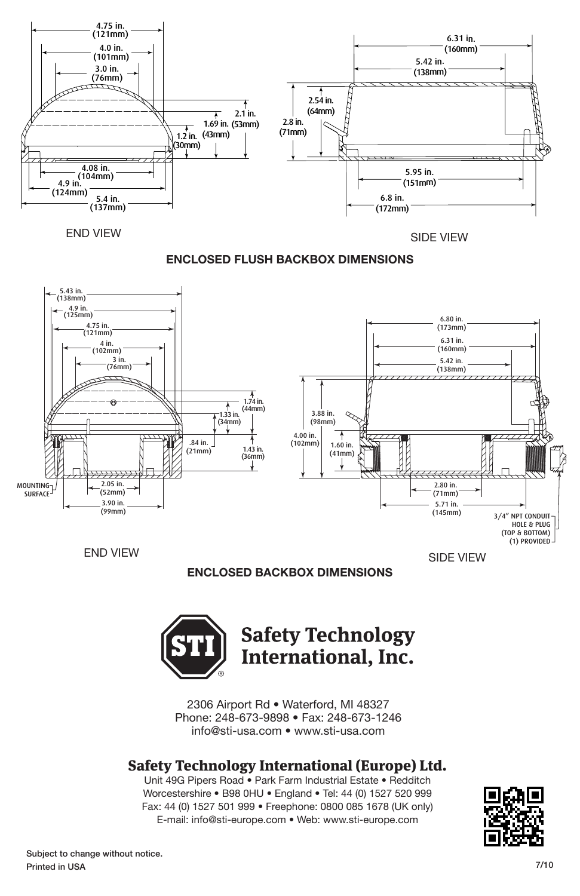4.75 in.
(121mm)

4.0 in.
(101mm)

3.0 in.
(76mm)

2.1 in.
(53mm)

1.69 in.
(43mm)

1.2 in.
(30mm)

4.08 in.
(104mm)

4.9 in.
(124mm)

5.4 in.
(137mm)

END VIEW

6.31 in.
(160mm)

5.42 in.
(138mm)

2.54 in.
(64mm)

2.8 in.
(71mm)

5.95 in.
(151mm)

6.8 in.
(172mm)

SIDE VIEW

**ENCLOSED FLUSH BACKBOX DIMENSIONS**

5.43 in.
(138mm)

4.9 in.
(125mm)

4.75 in.
(121mm)

4 in.
(102mm)

3 in.
(76mm)

1.74 in.
(44mm)

1.33 in.
(34mm)

.84 in.
(21mm)

1.43 in.
(36mm)

MOUNTING SURFACE

2.05 in.
(52mm)

3.90 in.
(99mm)

END VIEW

6.80 in.
(173mm)

6.31 in.
(160mm)

5.42 in.
(138mm)

3.88 in.
(98mm)

4.00 in.
(102mm)

1.60 in.
(41mm)

2.80 in.
(71mm)

5.71 in.
(145mm)

3/4" NPT CONDUIT HOLE & PLUG (TOP & BOTTOM) (1) PROVIDED

SIDE VIEW

**ENCLOSED BACKBOX DIMENSIONS**

# Safety Technology International, Inc.

2306 Airport Rd • Waterford, MI 48327
Phone: 248-673-9898 • Fax: 248-673-1246
info@sti-usa.com • www.sti-usa.com

## Safety Technology International (Europe) Ltd.

Unit 49G Pipers Road • Park Farm Industrial Estate • Redditch
Worcestershire • B98 0HU • England • Tel: 44 (0) 1527 520 999
Fax: 44 (0) 1527 501 999 • Freephone: 0800 085 1678 (UK only)
E-mail: info@sti-europe.com • Web: www.sti-europe.com

Subject to change without notice.
Printed in USA

7/10